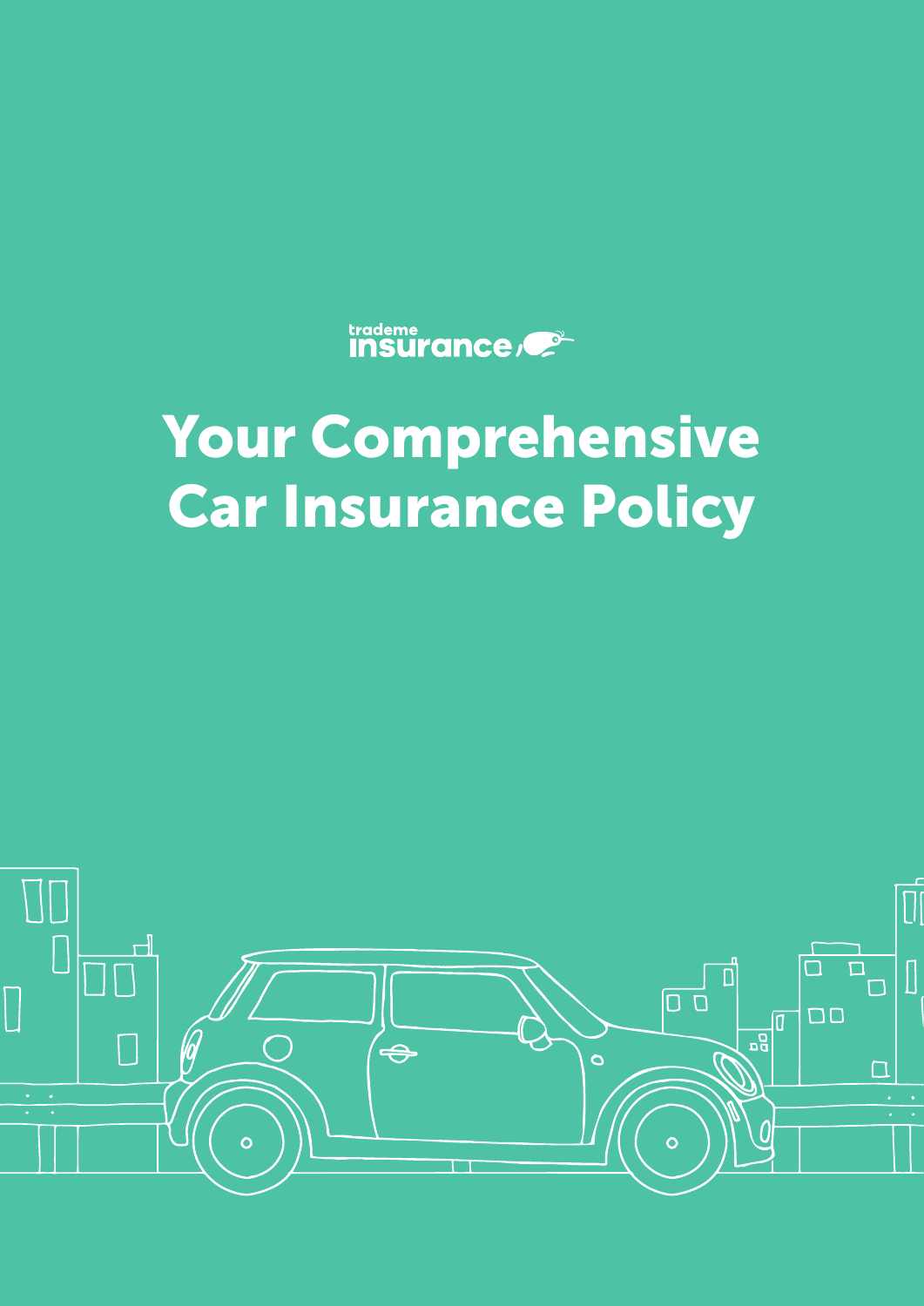trademe insurance

# Your Comprehensive Car Insurance Policy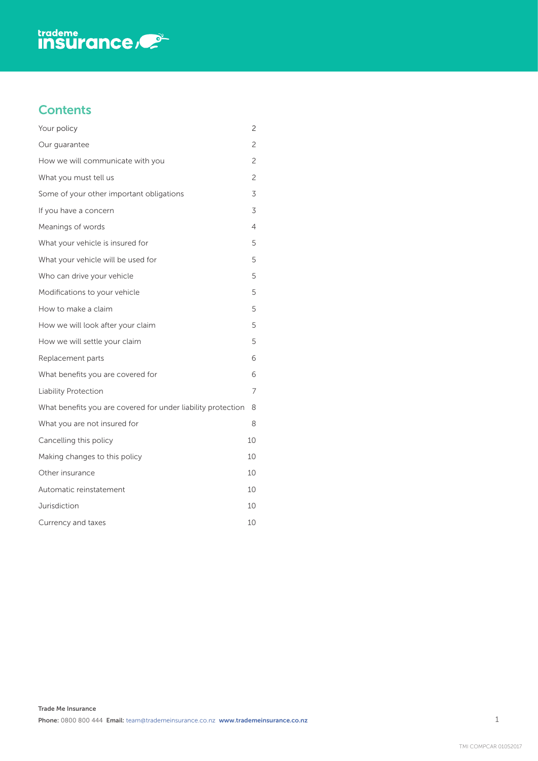## Contents

| | |
|---|---|
| Your policy | 2 |
| Our guarantee | 2 |
| How we will communicate with you | 2 |
| What you must tell us | 2 |
| Some of your other important obligations | 3 |
| If you have a concern | 3 |
| Meanings of words | 4 |
| What your vehicle is insured for | 5 |
| What your vehicle will be used for | 5 |
| Who can drive your vehicle | 5 |
| Modifications to your vehicle | 5 |
| How to make a claim | 5 |
| How we will look after your claim | 5 |
| How we will settle your claim | 5 |
| Replacement parts | 6 |
| What benefits you are covered for | 6 |
| Liability Protection | 7 |
| What benefits you are covered for under liability protection | 8 |
| What you are not insured for | 8 |
| Cancelling this policy | 10 |
| Making changes to this policy | 10 |
| Other insurance | 10 |
| Automatic reinstatement | 10 |
| Jurisdiction | 10 |
| Currency and taxes | 10 |

**Trade Me Insurance**

**Phone:** 0800 800 444 **Email:** team@trademeinsurance.co.nz **www.trademeinsurance.co.nz**

TMI COMPCAR 01052017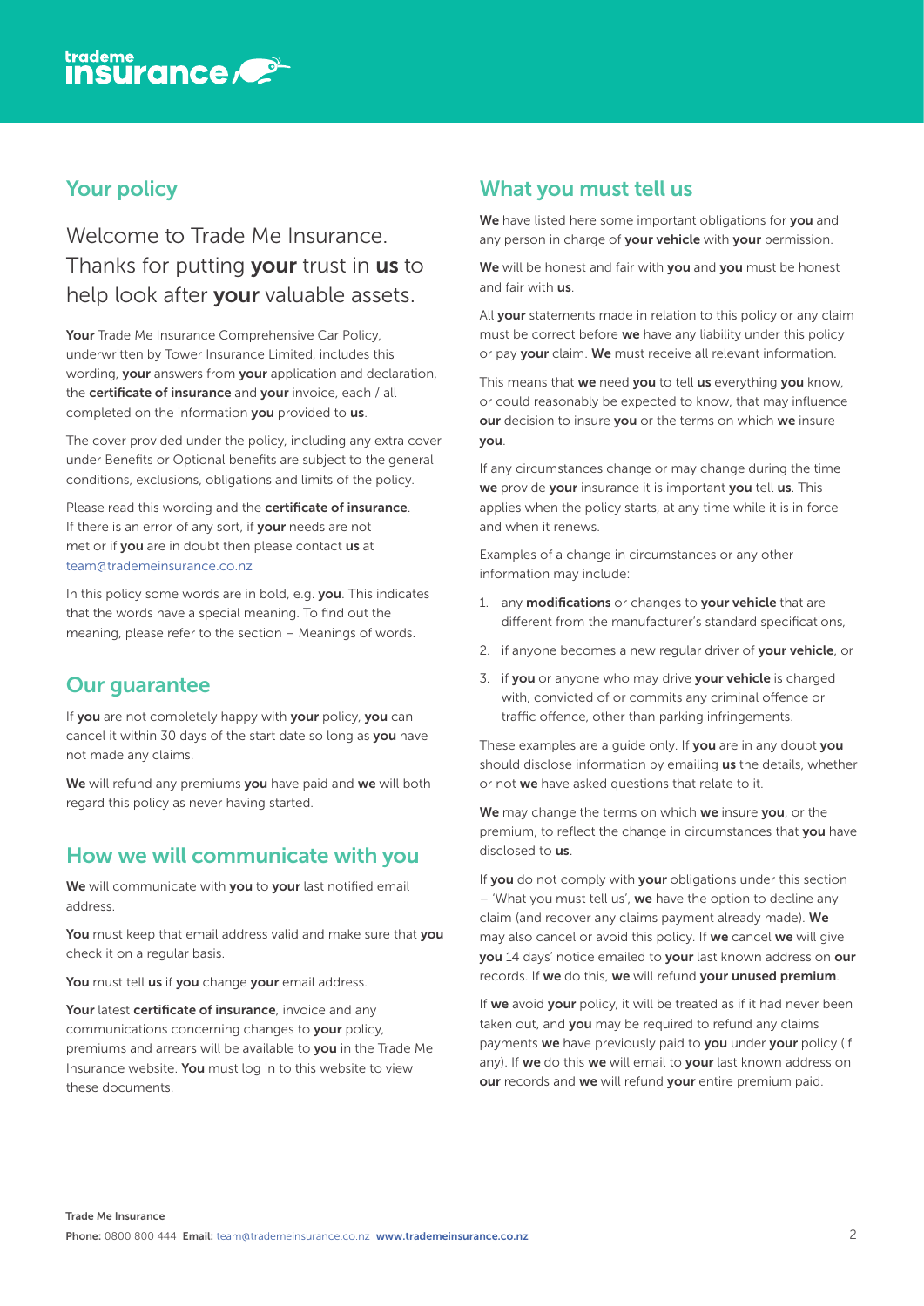## Your policy

Welcome to Trade Me Insurance. Thanks for putting **your** trust in **us** to help look after **your** valuable assets.

**Your** Trade Me Insurance Comprehensive Car Policy, underwritten by Tower Insurance Limited, includes this wording, **your** answers from **your** application and declaration, the **certificate of insurance** and **your** invoice, each / all completed on the information **you** provided to **us**.

The cover provided under the policy, including any extra cover under Benefits or Optional benefits are subject to the general conditions, exclusions, obligations and limits of the policy.

Please read this wording and the **certificate of insurance**. If there is an error of any sort, if **your** needs are not met or if **you** are in doubt then please contact **us** at team@trademeinsurance.co.nz

In this policy some words are in bold, e.g. **you**. This indicates that the words have a special meaning. To find out the meaning, please refer to the section – Meanings of words.

## Our guarantee

If **you** are not completely happy with **your** policy, **you** can cancel it within 30 days of the start date so long as **you** have not made any claims.

**We** will refund any premiums **you** have paid and **we** will both regard this policy as never having started.

## How we will communicate with you

**We** will communicate with **you** to **your** last notified email address.

**You** must keep that email address valid and make sure that **you** check it on a regular basis.

**You** must tell **us** if **you** change **your** email address.

**Your** latest **certificate of insurance**, invoice and any communications concerning changes to **your** policy, premiums and arrears will be available to **you** in the Trade Me Insurance website. **You** must log in to this website to view these documents.

## What you must tell us

**We** have listed here some important obligations for **you** and any person in charge of **your vehicle** with **your** permission.

**We** will be honest and fair with **you** and **you** must be honest and fair with **us**.

All **your** statements made in relation to this policy or any claim must be correct before **we** have any liability under this policy or pay **your** claim. **We** must receive all relevant information.

This means that **we** need **you** to tell **us** everything **you** know, or could reasonably be expected to know, that may influence **our** decision to insure **you** or the terms on which **we** insure **you**.

If any circumstances change or may change during the time **we** provide **your** insurance it is important **you** tell **us**. This applies when the policy starts, at any time while it is in force and when it renews.

Examples of a change in circumstances or any other information may include:

1. any **modifications** or changes to **your vehicle** that are different from the manufacturer's standard specifications,
2. if anyone becomes a new regular driver of **your vehicle**, or
3. if **you** or anyone who may drive **your vehicle** is charged with, convicted of or commits any criminal offence or traffic offence, other than parking infringements.

These examples are a guide only. If **you** are in any doubt **you** should disclose information by emailing **us** the details, whether or not **we** have asked questions that relate to it.

**We** may change the terms on which **we** insure **you**, or the premium, to reflect the change in circumstances that **you** have disclosed to **us**.

If **you** do not comply with **your** obligations under this section – 'What you must tell us', **we** have the option to decline any claim (and recover any claims payment already made). **We** may also cancel or avoid this policy. If **we** cancel **we** will give **you** 14 days' notice emailed to **your** last known address on **our** records. If **we** do this, **we** will refund **your unused premium**.

If **we** avoid **your** policy, it will be treated as if it had never been taken out, and **you** may be required to refund any claims payments **we** have previously paid to **you** under **your** policy (if any). If **we** do this **we** will email to **your** last known address on **our** records and **we** will refund **your** entire premium paid.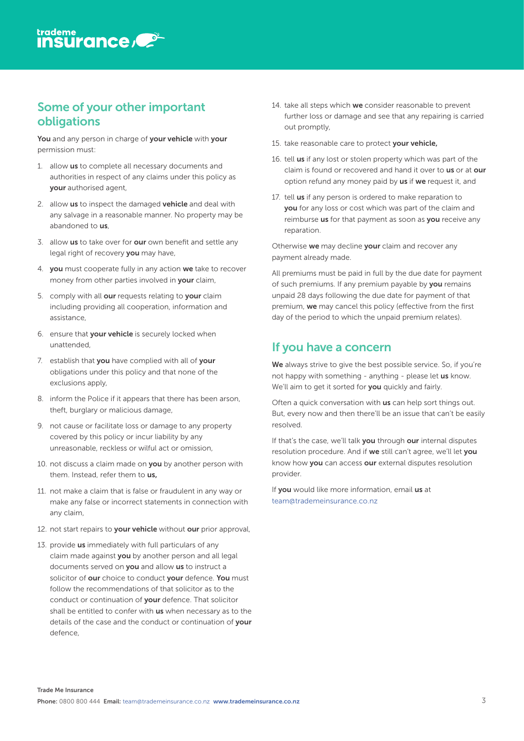## Some of your other important obligations

**You** and any person in charge of **your vehicle** with **your** permission must:

1. allow **us** to complete all necessary documents and authorities in respect of any claims under this policy as **your** authorised agent,
2. allow **us** to inspect the damaged **vehicle** and deal with any salvage in a reasonable manner. No property may be abandoned to **us**,
3. allow **us** to take over for **our** own benefit and settle any legal right of recovery **you** may have,
4. **you** must cooperate fully in any action **we** take to recover money from other parties involved in **your** claim,
5. comply with all **our** requests relating to **your** claim including providing all cooperation, information and assistance,
6. ensure that **your vehicle** is securely locked when unattended,
7. establish that **you** have complied with all of **your** obligations under this policy and that none of the exclusions apply,
8. inform the Police if it appears that there has been arson, theft, burglary or malicious damage,
9. not cause or facilitate loss or damage to any property covered by this policy or incur liability by any unreasonable, reckless or wilful act or omission,
10. not discuss a claim made on **you** by another person with them. Instead, refer them to **us,**
11. not make a claim that is false or fraudulent in any way or make any false or incorrect statements in connection with any claim,
12. not start repairs to **your vehicle** without **our** prior approval,
13. provide **us** immediately with full particulars of any claim made against **you** by another person and all legal documents served on **you** and allow **us** to instruct a solicitor of **our** choice to conduct **your** defence. **You** must follow the recommendations of that solicitor as to the conduct or continuation of **your** defence. That solicitor shall be entitled to confer with **us** when necessary as to the details of the case and the conduct or continuation of **your** defence,
14. take all steps which **we** consider reasonable to prevent further loss or damage and see that any repairing is carried out promptly,
15. take reasonable care to protect **your vehicle,**
16. tell **us** if any lost or stolen property which was part of the claim is found or recovered and hand it over to **us** or at **our** option refund any money paid by **us** if **we** request it, and
17. tell **us** if any person is ordered to make reparation to **you** for any loss or cost which was part of the claim and reimburse **us** for that payment as soon as **you** receive any reparation.

Otherwise **we** may decline **your** claim and recover any payment already made.

All premiums must be paid in full by the due date for payment of such premiums. If any premium payable by **you** remains unpaid 28 days following the due date for payment of that premium, **we** may cancel this policy (effective from the first day of the period to which the unpaid premium relates).

## If you have a concern

**We** always strive to give the best possible service. So, if you're not happy with something - anything - please let **us** know. We'll aim to get it sorted for **you** quickly and fairly.

Often a quick conversation with **us** can help sort things out. But, every now and then there'll be an issue that can't be easily resolved.

If that's the case, we'll talk **you** through **our** internal disputes resolution procedure. And if **we** still can't agree, we'll let **you** know how **you** can access **our** external disputes resolution provider.

If **you** would like more information, email **us** at team@trademeinsurance.co.nz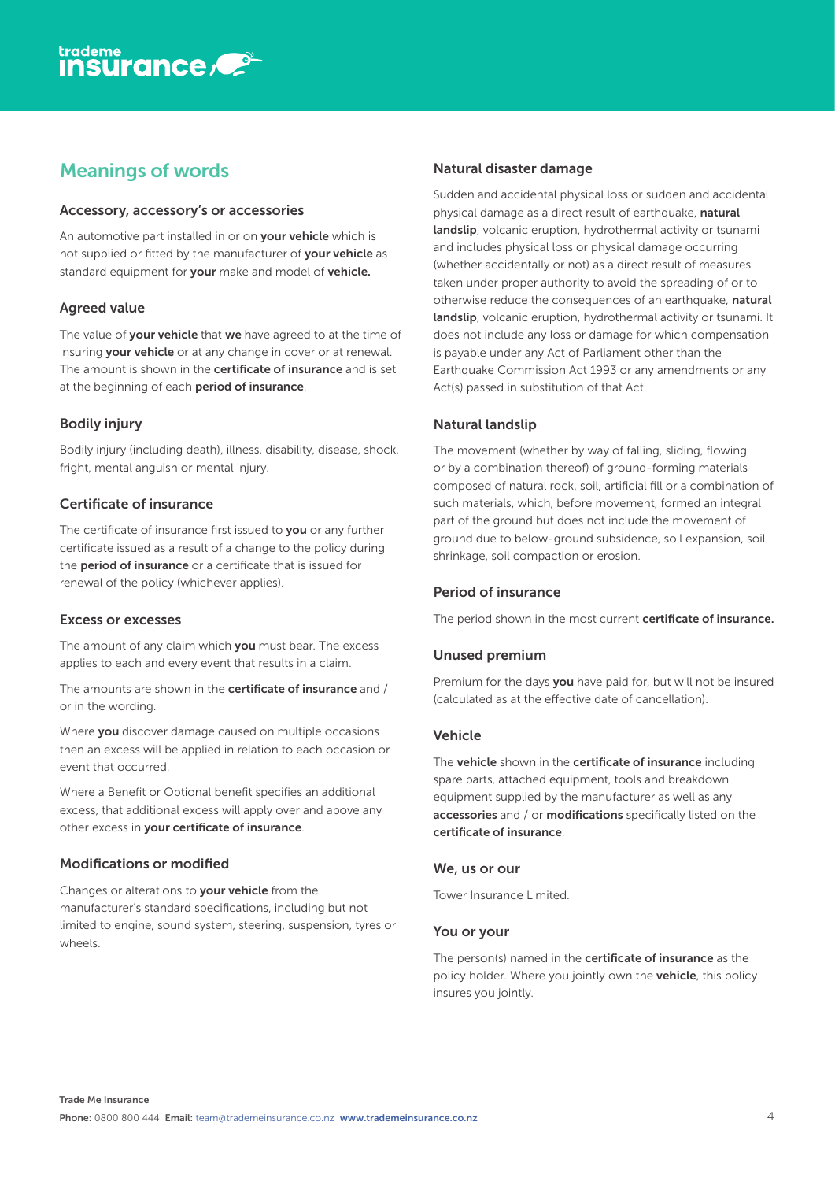## Meanings of words

### Accessory, accessory's or accessories

An automotive part installed in or on **your vehicle** which is not supplied or fitted by the manufacturer of **your vehicle** as standard equipment for **your** make and model of **vehicle.**

### Agreed value

The value of **your vehicle** that **we** have agreed to at the time of insuring **your vehicle** or at any change in cover or at renewal. The amount is shown in the **certificate of insurance** and is set at the beginning of each **period of insurance**.

### Bodily injury

Bodily injury (including death), illness, disability, disease, shock, fright, mental anguish or mental injury.

### Certificate of insurance

The certificate of insurance first issued to **you** or any further certificate issued as a result of a change to the policy during the **period of insurance** or a certificate that is issued for renewal of the policy (whichever applies).

### Excess or excesses

The amount of any claim which **you** must bear. The excess applies to each and every event that results in a claim.

The amounts are shown in the **certificate of insurance** and / or in the wording.

Where **you** discover damage caused on multiple occasions then an excess will be applied in relation to each occasion or event that occurred.

Where a Benefit or Optional benefit specifies an additional excess, that additional excess will apply over and above any other excess in **your certificate of insurance**.

### Modifications or modified

Changes or alterations to **your vehicle** from the manufacturer's standard specifications, including but not limited to engine, sound system, steering, suspension, tyres or wheels.

### Natural disaster damage

Sudden and accidental physical loss or sudden and accidental physical damage as a direct result of earthquake, **natural landslip**, volcanic eruption, hydrothermal activity or tsunami and includes physical loss or physical damage occurring (whether accidentally or not) as a direct result of measures taken under proper authority to avoid the spreading of or to otherwise reduce the consequences of an earthquake, **natural landslip**, volcanic eruption, hydrothermal activity or tsunami. It does not include any loss or damage for which compensation is payable under any Act of Parliament other than the Earthquake Commission Act 1993 or any amendments or any Act(s) passed in substitution of that Act.

### Natural landslip

The movement (whether by way of falling, sliding, flowing or by a combination thereof) of ground-forming materials composed of natural rock, soil, artificial fill or a combination of such materials, which, before movement, formed an integral part of the ground but does not include the movement of ground due to below-ground subsidence, soil expansion, soil shrinkage, soil compaction or erosion.

### Period of insurance

The period shown in the most current **certificate of insurance.**

### Unused premium

Premium for the days **you** have paid for, but will not be insured (calculated as at the effective date of cancellation).

### Vehicle

The **vehicle** shown in the **certificate of insurance** including spare parts, attached equipment, tools and breakdown equipment supplied by the manufacturer as well as any **accessories** and / or **modifications** specifically listed on the **certificate of insurance**.

### We, us or our

Tower Insurance Limited.

### You or your

The person(s) named in the **certificate of insurance** as the policy holder. Where you jointly own the **vehicle**, this policy insures you jointly.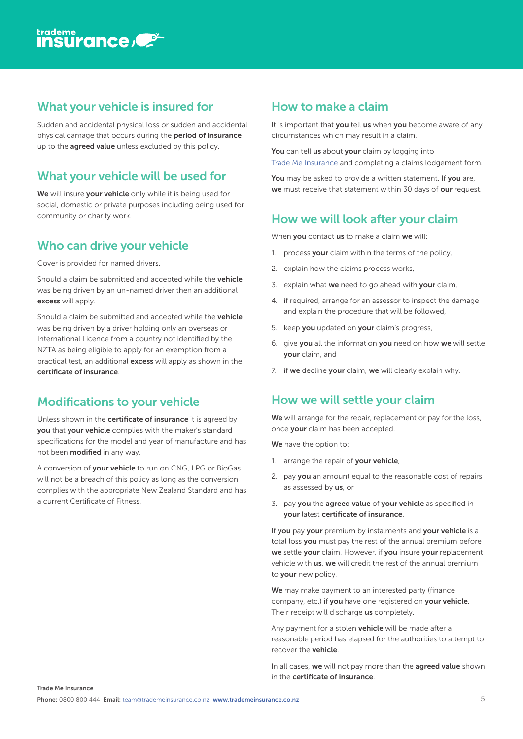## What your vehicle is insured for

Sudden and accidental physical loss or sudden and accidental physical damage that occurs during the **period of insurance** up to the **agreed value** unless excluded by this policy.

## What your vehicle will be used for

**We** will insure **your vehicle** only while it is being used for social, domestic or private purposes including being used for community or charity work.

## Who can drive your vehicle

Cover is provided for named drivers.

Should a claim be submitted and accepted while the **vehicle** was being driven by an un-named driver then an additional **excess** will apply.

Should a claim be submitted and accepted while the **vehicle** was being driven by a driver holding only an overseas or International Licence from a country not identified by the NZTA as being eligible to apply for an exemption from a practical test, an additional **excess** will apply as shown in the **certificate of insurance**.

## Modifications to your vehicle

Unless shown in the **certificate of insurance** it is agreed by **you** that **your vehicle** complies with the maker's standard specifications for the model and year of manufacture and has not been **modified** in any way.

A conversion of **your vehicle** to run on CNG, LPG or BioGas will not be a breach of this policy as long as the conversion complies with the appropriate New Zealand Standard and has a current Certificate of Fitness.

## How to make a claim

It is important that **you** tell **us** when **you** become aware of any circumstances which may result in a claim.

**You** can tell **us** about **your** claim by logging into Trade Me Insurance and completing a claims lodgement form.

**You** may be asked to provide a written statement. If **you** are, **we** must receive that statement within 30 days of **our** request.

## How we will look after your claim

When **you** contact **us** to make a claim **we** will:

1. process **your** claim within the terms of the policy,
2. explain how the claims process works,
3. explain what **we** need to go ahead with **your** claim,
4. if required, arrange for an assessor to inspect the damage and explain the procedure that will be followed,
5. keep **you** updated on **your** claim's progress,
6. give **you** all the information **you** need on how **we** will settle **your** claim, and
7. if **we** decline **your** claim, **we** will clearly explain why.

## How we will settle your claim

**We** will arrange for the repair, replacement or pay for the loss, once **your** claim has been accepted.

**We** have the option to:

1. arrange the repair of **your vehicle**,
2. pay **you** an amount equal to the reasonable cost of repairs as assessed by **us**, or
3. pay **you** the **agreed value** of **your vehicle** as specified in **your** latest **certificate of insurance**.

If **you** pay **your** premium by instalments and **your vehicle** is a total loss **you** must pay the rest of the annual premium before **we** settle **your** claim. However, if **you** insure **your** replacement vehicle with **us**, **we** will credit the rest of the annual premium to **your** new policy.

**We** may make payment to an interested party (finance company, etc.) if **you** have one registered on **your vehicle**. Their receipt will discharge **us** completely.

Any payment for a stolen **vehicle** will be made after a reasonable period has elapsed for the authorities to attempt to recover the **vehicle**.

In all cases, **we** will not pay more than the **agreed value** shown in the **certificate of insurance**.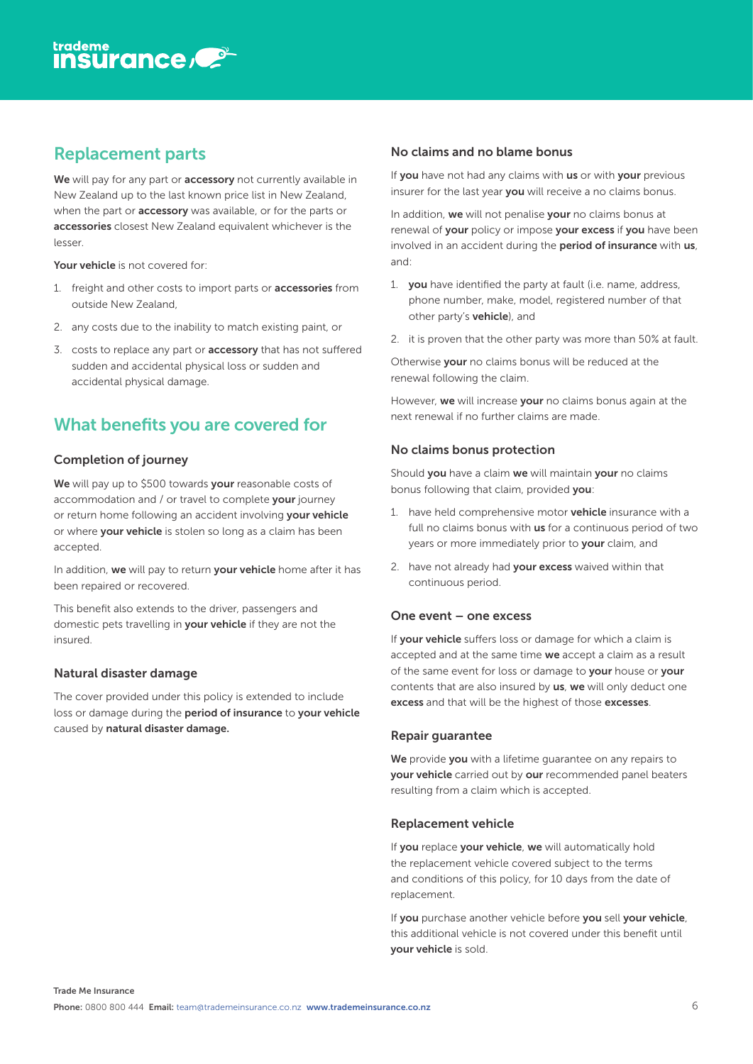## Replacement parts

**We** will pay for any part or **accessory** not currently available in New Zealand up to the last known price list in New Zealand, when the part or **accessory** was available, or for the parts or **accessories** closest New Zealand equivalent whichever is the lesser.

**Your vehicle** is not covered for:

1. freight and other costs to import parts or **accessories** from outside New Zealand,
2. any costs due to the inability to match existing paint, or
3. costs to replace any part or **accessory** that has not suffered sudden and accidental physical loss or sudden and accidental physical damage.

## What benefits you are covered for

### Completion of journey

**We** will pay up to $500 towards **your** reasonable costs of accommodation and / or travel to complete **your** journey or return home following an accident involving **your vehicle** or where **your vehicle** is stolen so long as a claim has been accepted.

In addition, **we** will pay to return **your vehicle** home after it has been repaired or recovered.

This benefit also extends to the driver, passengers and domestic pets travelling in **your vehicle** if they are not the insured.

### Natural disaster damage

The cover provided under this policy is extended to include loss or damage during the **period of insurance** to **your vehicle** caused by **natural disaster damage.**

### No claims and no blame bonus

If **you** have not had any claims with **us** or with **your** previous insurer for the last year **you** will receive a no claims bonus.

In addition, **we** will not penalise **your** no claims bonus at renewal of **your** policy or impose **your excess** if **you** have been involved in an accident during the **period of insurance** with **us**, and:

1. **you** have identified the party at fault (i.e. name, address, phone number, make, model, registered number of that other party's **vehicle**), and
2. it is proven that the other party was more than 50% at fault.

Otherwise **your** no claims bonus will be reduced at the renewal following the claim.

However, **we** will increase **your** no claims bonus again at the next renewal if no further claims are made.

### No claims bonus protection

Should **you** have a claim **we** will maintain **your** no claims bonus following that claim, provided **you**:

1. have held comprehensive motor **vehicle** insurance with a full no claims bonus with **us** for a continuous period of two years or more immediately prior to **your** claim, and
2. have not already had **your excess** waived within that continuous period.

### One event – one excess

If **your vehicle** suffers loss or damage for which a claim is accepted and at the same time **we** accept a claim as a result of the same event for loss or damage to **your** house or **your** contents that are also insured by **us**, **we** will only deduct one **excess** and that will be the highest of those **excesses**.

### Repair guarantee

**We** provide **you** with a lifetime guarantee on any repairs to **your vehicle** carried out by **our** recommended panel beaters resulting from a claim which is accepted.

### Replacement vehicle

If **you** replace **your vehicle**, **we** will automatically hold the replacement vehicle covered subject to the terms and conditions of this policy, for 10 days from the date of replacement.

If **you** purchase another vehicle before **you** sell **your vehicle**, this additional vehicle is not covered under this benefit until **your vehicle** is sold.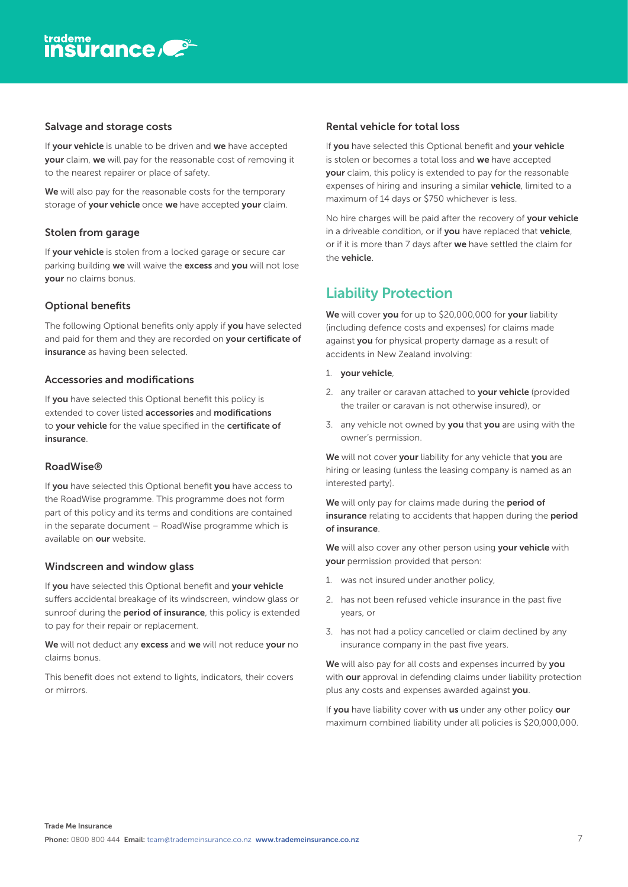### Salvage and storage costs

If **your vehicle** is unable to be driven and **we** have accepted **your** claim, **we** will pay for the reasonable cost of removing it to the nearest repairer or place of safety.

**We** will also pay for the reasonable costs for the temporary storage of **your vehicle** once **we** have accepted **your** claim.

### Stolen from garage

If **your vehicle** is stolen from a locked garage or secure car parking building **we** will waive the **excess** and **you** will not lose **your** no claims bonus.

### Optional benefits

The following Optional benefits only apply if **you** have selected and paid for them and they are recorded on **your certificate of insurance** as having been selected.

### Accessories and modifications

If **you** have selected this Optional benefit this policy is extended to cover listed **accessories** and **modifications** to **your vehicle** for the value specified in the **certificate of insurance**.

### RoadWise®

If **you** have selected this Optional benefit **you** have access to the RoadWise programme. This programme does not form part of this policy and its terms and conditions are contained in the separate document – RoadWise programme which is available on **our** website.

### Windscreen and window glass

If **you** have selected this Optional benefit and **your vehicle** suffers accidental breakage of its windscreen, window glass or sunroof during the **period of insurance**, this policy is extended to pay for their repair or replacement.

**We** will not deduct any **excess** and **we** will not reduce **your** no claims bonus.

This benefit does not extend to lights, indicators, their covers or mirrors.

### Rental vehicle for total loss

If **you** have selected this Optional benefit and **your vehicle** is stolen or becomes a total loss and **we** have accepted **your** claim, this policy is extended to pay for the reasonable expenses of hiring and insuring a similar **vehicle**, limited to a maximum of 14 days or $750 whichever is less.

No hire charges will be paid after the recovery of **your vehicle** in a driveable condition, or if **you** have replaced that **vehicle**, or if it is more than 7 days after **we** have settled the claim for the **vehicle**.

## Liability Protection

**We** will cover **you** for up to $20,000,000 for **your** liability (including defence costs and expenses) for claims made against **you** for physical property damage as a result of accidents in New Zealand involving:

1. **your vehicle**,
2. any trailer or caravan attached to **your vehicle** (provided the trailer or caravan is not otherwise insured), or
3. any vehicle not owned by **you** that **you** are using with the owner's permission.

**We** will not cover **your** liability for any vehicle that **you** are hiring or leasing (unless the leasing company is named as an interested party).

**We** will only pay for claims made during the **period of insurance** relating to accidents that happen during the **period of insurance**.

**We** will also cover any other person using **your vehicle** with **your** permission provided that person:

1. was not insured under another policy,
2. has not been refused vehicle insurance in the past five years, or
3. has not had a policy cancelled or claim declined by any insurance company in the past five years.

**We** will also pay for all costs and expenses incurred by **you** with **our** approval in defending claims under liability protection plus any costs and expenses awarded against **you**.

If **you** have liability cover with **us** under any other policy **our** maximum combined liability under all policies is $20,000,000.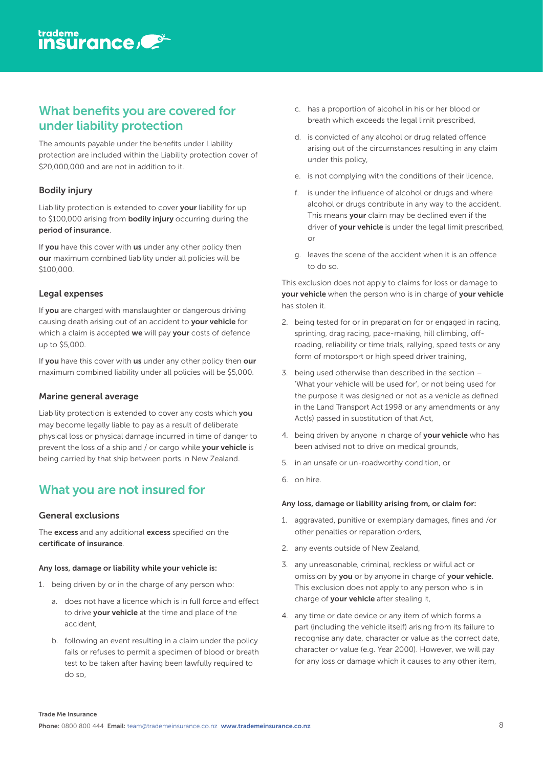## What benefits you are covered for under liability protection

The amounts payable under the benefits under Liability protection are included within the Liability protection cover of $20,000,000 and are not in addition to it.

### Bodily injury

Liability protection is extended to cover **your** liability for up to $100,000 arising from **bodily injury** occurring during the **period of insurance**.

If **you** have this cover with **us** under any other policy then **our** maximum combined liability under all policies will be $100,000.

### Legal expenses

If **you** are charged with manslaughter or dangerous driving causing death arising out of an accident to **your vehicle** for which a claim is accepted **we** will pay **your** costs of defence up to $5,000.

If **you** have this cover with **us** under any other policy then **our** maximum combined liability under all policies will be $5,000.

### Marine general average

Liability protection is extended to cover any costs which **you** may become legally liable to pay as a result of deliberate physical loss or physical damage incurred in time of danger to prevent the loss of a ship and / or cargo while **your vehicle** is being carried by that ship between ports in New Zealand.

## What you are not insured for

### General exclusions

The **excess** and any additional **excess** specified on the **certificate of insurance**.

**Any loss, damage or liability while your vehicle is:**

1. being driven by or in the charge of any person who:
   a. does not have a licence which is in full force and effect to drive **your vehicle** at the time and place of the accident,
   b. following an event resulting in a claim under the policy fails or refuses to permit a specimen of blood or breath test to be taken after having been lawfully required to do so,
   c. has a proportion of alcohol in his or her blood or breath which exceeds the legal limit prescribed,
   d. is convicted of any alcohol or drug related offence arising out of the circumstances resulting in any claim under this policy,
   e. is not complying with the conditions of their licence,
   f. is under the influence of alcohol or drugs and where alcohol or drugs contribute in any way to the accident. This means **your** claim may be declined even if the driver of **your vehicle** is under the legal limit prescribed, or
   g. leaves the scene of the accident when it is an offence to do so.

   This exclusion does not apply to claims for loss or damage to **your vehicle** when the person who is in charge of **your vehicle** has stolen it.
2. being tested for or in preparation for or engaged in racing, sprinting, drag racing, pace-making, hill climbing, off-roading, reliability or time trials, rallying, speed tests or any form of motorsport or high speed driver training,
3. being used otherwise than described in the section – 'What your vehicle will be used for', or not being used for the purpose it was designed or not as a vehicle as defined in the Land Transport Act 1998 or any amendments or any Act(s) passed in substitution of that Act,
4. being driven by anyone in charge of **your vehicle** who has been advised not to drive on medical grounds,
5. in an unsafe or un-roadworthy condition, or
6. on hire.

**Any loss, damage or liability arising from, or claim for:**

1. aggravated, punitive or exemplary damages, fines and /or other penalties or reparation orders,
2. any events outside of New Zealand,
3. any unreasonable, criminal, reckless or wilful act or omission by **you** or by anyone in charge of **your vehicle**. This exclusion does not apply to any person who is in charge of **your vehicle** after stealing it,
4. any time or date device or any item of which forms a part (including the vehicle itself) arising from its failure to recognise any date, character or value as the correct date, character or value (e.g. Year 2000). However, we will pay for any loss or damage which it causes to any other item,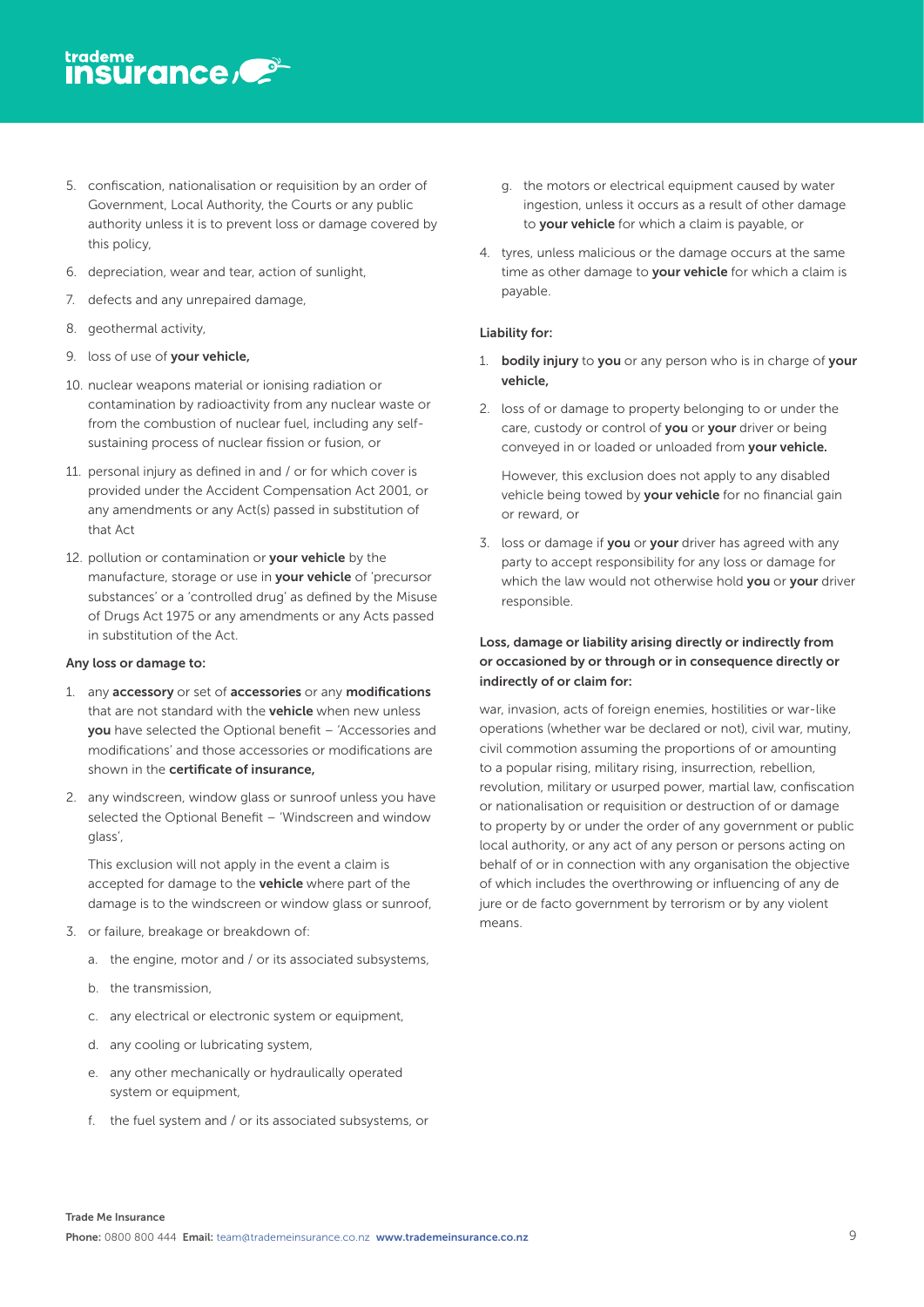5. confiscation, nationalisation or requisition by an order of Government, Local Authority, the Courts or any public authority unless it is to prevent loss or damage covered by this policy,
6. depreciation, wear and tear, action of sunlight,
7. defects and any unrepaired damage,
8. geothermal activity,
9. loss of use of **your vehicle,**
10. nuclear weapons material or ionising radiation or contamination by radioactivity from any nuclear waste or from the combustion of nuclear fuel, including any self-sustaining process of nuclear fission or fusion, or
11. personal injury as defined in and / or for which cover is provided under the Accident Compensation Act 2001, or any amendments or any Act(s) passed in substitution of that Act
12. pollution or contamination or **your vehicle** by the manufacture, storage or use in **your vehicle** of 'precursor substances' or a 'controlled drug' as defined by the Misuse of Drugs Act 1975 or any amendments or any Acts passed in substitution of the Act.

**Any loss or damage to:**

1. any **accessory** or set of **accessories** or any **modifications** that are not standard with the **vehicle** when new unless **you** have selected the Optional benefit – 'Accessories and modifications' and those accessories or modifications are shown in the **certificate of insurance,**
2. any windscreen, window glass or sunroof unless you have selected the Optional Benefit – 'Windscreen and window glass',

   This exclusion will not apply in the event a claim is accepted for damage to the **vehicle** where part of the damage is to the windscreen or window glass or sunroof,
3. or failure, breakage or breakdown of:
   a. the engine, motor and / or its associated subsystems,
   b. the transmission,
   c. any electrical or electronic system or equipment,
   d. any cooling or lubricating system,
   e. any other mechanically or hydraulically operated system or equipment,
   f. the fuel system and / or its associated subsystems, or
   g. the motors or electrical equipment caused by water ingestion, unless it occurs as a result of other damage to **your vehicle** for which a claim is payable, or
4. tyres, unless malicious or the damage occurs at the same time as other damage to **your vehicle** for which a claim is payable.

**Liability for:**

1. **bodily injury** to **you** or any person who is in charge of **your vehicle,**
2. loss of or damage to property belonging to or under the care, custody or control of **you** or **your** driver or being conveyed in or loaded or unloaded from **your vehicle.**

   However, this exclusion does not apply to any disabled vehicle being towed by **your vehicle** for no financial gain or reward, or
3. loss or damage if **you** or **your** driver has agreed with any party to accept responsibility for any loss or damage for which the law would not otherwise hold **you** or **your** driver responsible.

**Loss, damage or liability arising directly or indirectly from or occasioned by or through or in consequence directly or indirectly of or claim for:**

war, invasion, acts of foreign enemies, hostilities or war-like operations (whether war be declared or not), civil war, mutiny, civil commotion assuming the proportions of or amounting to a popular rising, military rising, insurrection, rebellion, revolution, military or usurped power, martial law, confiscation or nationalisation or requisition or destruction of or damage to property by or under the order of any government or public local authority, or any act of any person or persons acting on behalf of or in connection with any organisation the objective of which includes the overthrowing or influencing of any de jure or de facto government by terrorism or by any violent means.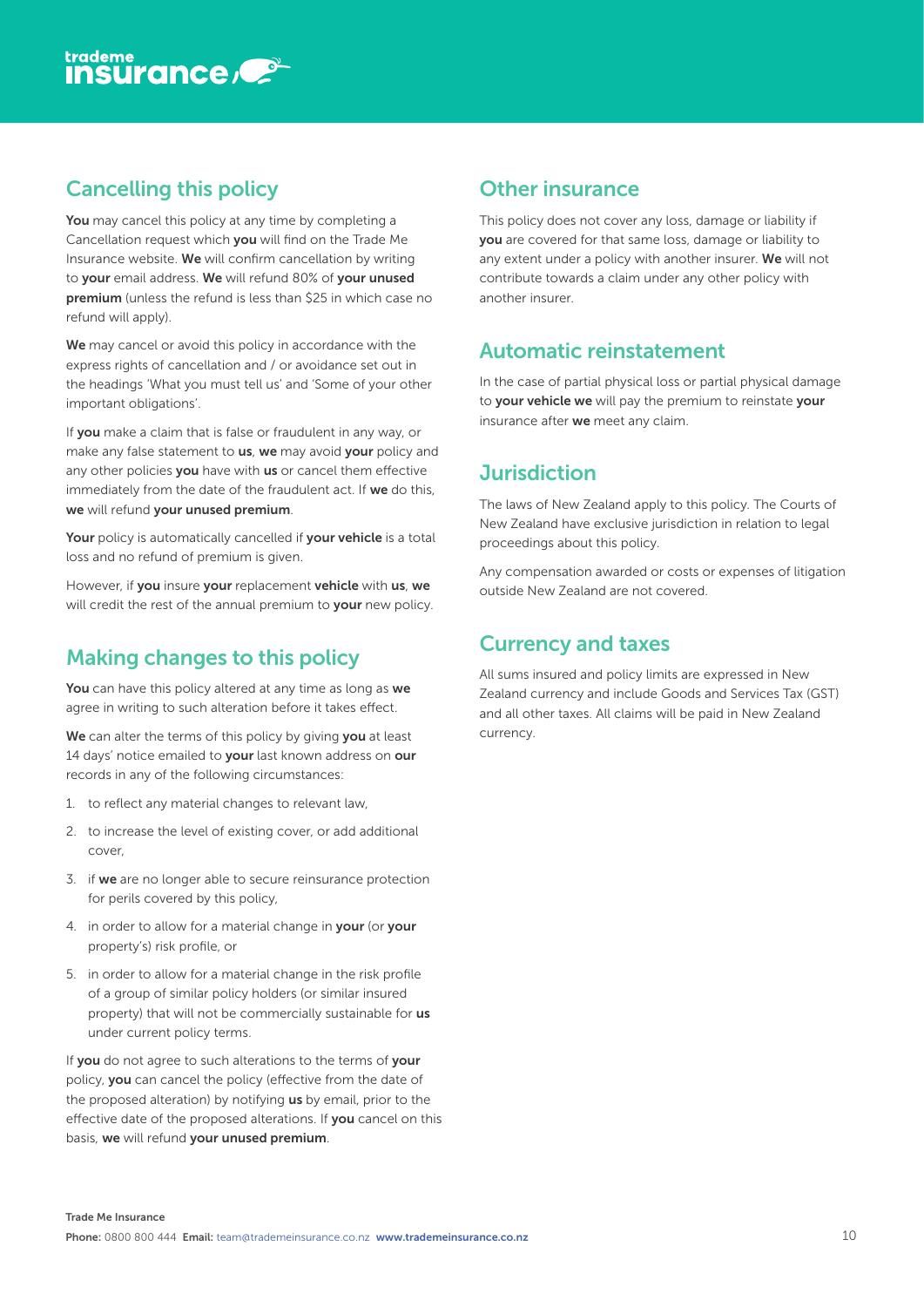## Cancelling this policy

**You** may cancel this policy at any time by completing a Cancellation request which **you** will find on the Trade Me Insurance website. **We** will confirm cancellation by writing to **your** email address. **We** will refund 80% of **your unused premium** (unless the refund is less than $25 in which case no refund will apply).

**We** may cancel or avoid this policy in accordance with the express rights of cancellation and / or avoidance set out in the headings 'What you must tell us' and 'Some of your other important obligations'.

If **you** make a claim that is false or fraudulent in any way, or make any false statement to **us**, **we** may avoid **your** policy and any other policies **you** have with **us** or cancel them effective immediately from the date of the fraudulent act. If **we** do this, **we** will refund **your unused premium**.

**Your** policy is automatically cancelled if **your vehicle** is a total loss and no refund of premium is given.

However, if **you** insure **your** replacement **vehicle** with **us**, **we** will credit the rest of the annual premium to **your** new policy.

## Making changes to this policy

**You** can have this policy altered at any time as long as **we** agree in writing to such alteration before it takes effect.

**We** can alter the terms of this policy by giving **you** at least 14 days' notice emailed to **your** last known address on **our** records in any of the following circumstances:

1. to reflect any material changes to relevant law,
2. to increase the level of existing cover, or add additional cover,
3. if **we** are no longer able to secure reinsurance protection for perils covered by this policy,
4. in order to allow for a material change in **your** (or **your** property's) risk profile, or
5. in order to allow for a material change in the risk profile of a group of similar policy holders (or similar insured property) that will not be commercially sustainable for **us** under current policy terms.

If **you** do not agree to such alterations to the terms of **your** policy, **you** can cancel the policy (effective from the date of the proposed alteration) by notifying **us** by email, prior to the effective date of the proposed alterations. If **you** cancel on this basis, **we** will refund **your unused premium**.

## Other insurance

This policy does not cover any loss, damage or liability if **you** are covered for that same loss, damage or liability to any extent under a policy with another insurer. **We** will not contribute towards a claim under any other policy with another insurer.

## Automatic reinstatement

In the case of partial physical loss or partial physical damage to **your vehicle we** will pay the premium to reinstate **your** insurance after **we** meet any claim.

## Jurisdiction

The laws of New Zealand apply to this policy. The Courts of New Zealand have exclusive jurisdiction in relation to legal proceedings about this policy.

Any compensation awarded or costs or expenses of litigation outside New Zealand are not covered.

## Currency and taxes

All sums insured and policy limits are expressed in New Zealand currency and include Goods and Services Tax (GST) and all other taxes. All claims will be paid in New Zealand currency.